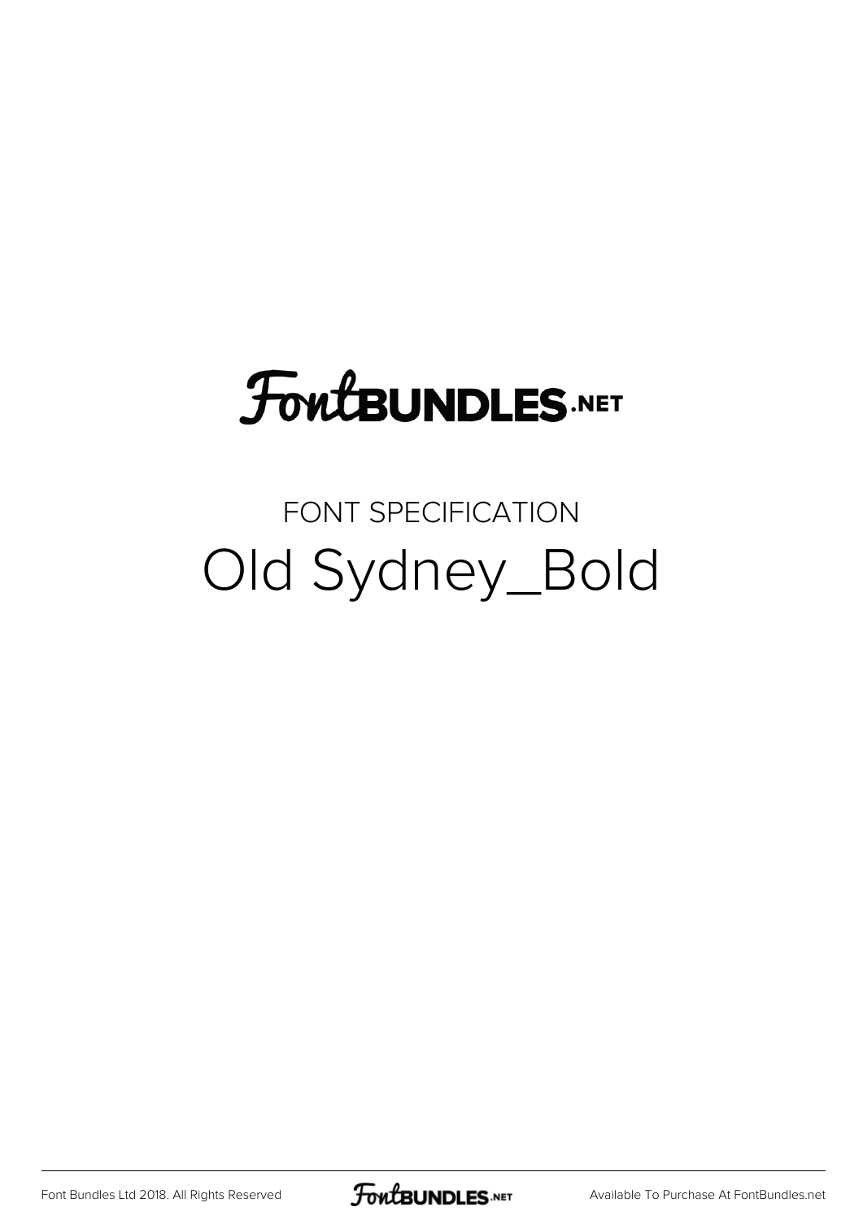# FontBUNDLES.NET

FONT SPECIFICATION

## Old Sydney_Bold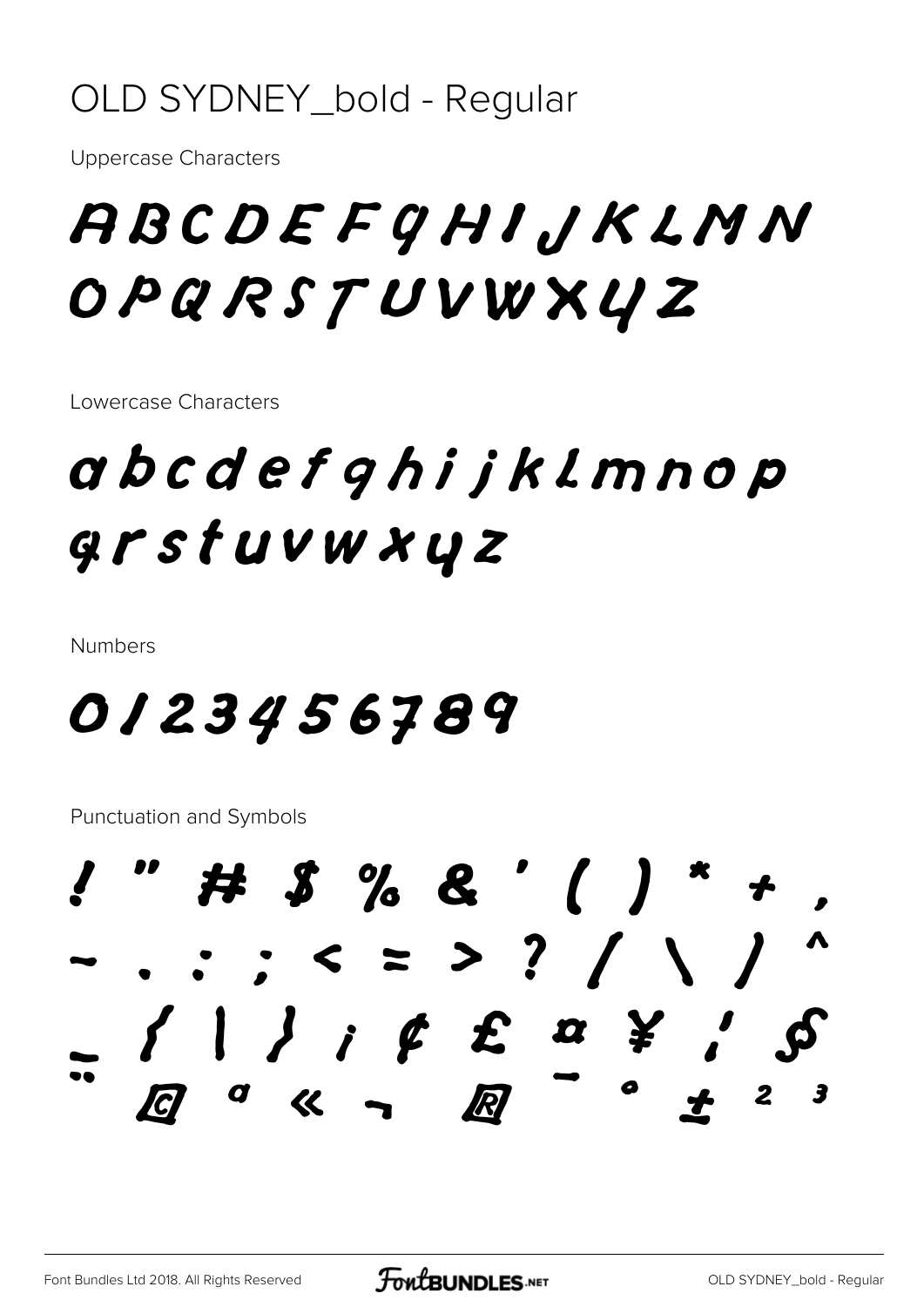# OLD SYDNEY_bold - Regular

Uppercase Characters

ABCDEFGHIJKLMN
OPQRSTUVWXYZ

Lowercase Characters

abcdefghijklmnop
qrstuvwxyz

Numbers

0123456789

Punctuation and Symbols

! " # $ % & ' ( ) * + ,
- . : ; < = > ? / \ ] ^
_ { | } ¡ ¢ £ ¤ ¥ ¦ §
¨ © ª « ¬ ® ¯ ° ± ² ³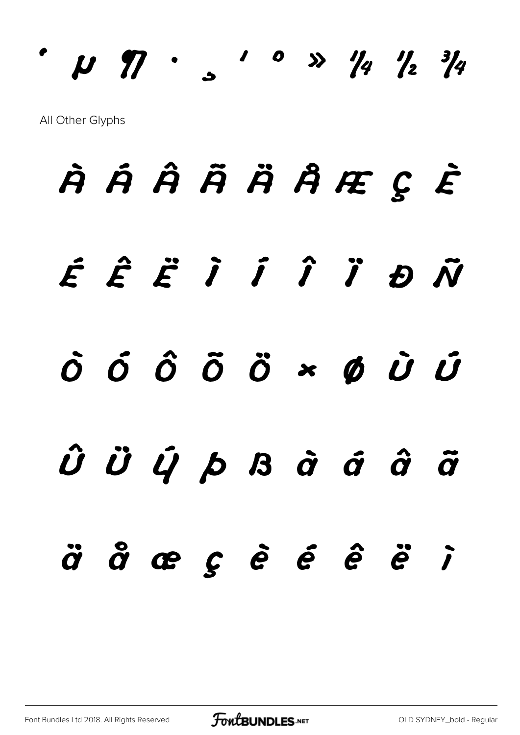` µ ¶ · ¸ ¹ º » ¼ ½ ¾

All Other Glyphs

À Á Â Ã Ä Å Æ Ç È

É Ê Ë Ì Í Î Ï Ð Ñ

Ò Ó Ô Õ Ö × Ø Ù Ú

Û Ü Ý Þ ß à á â ã

ä å æ ç è é ê ë ì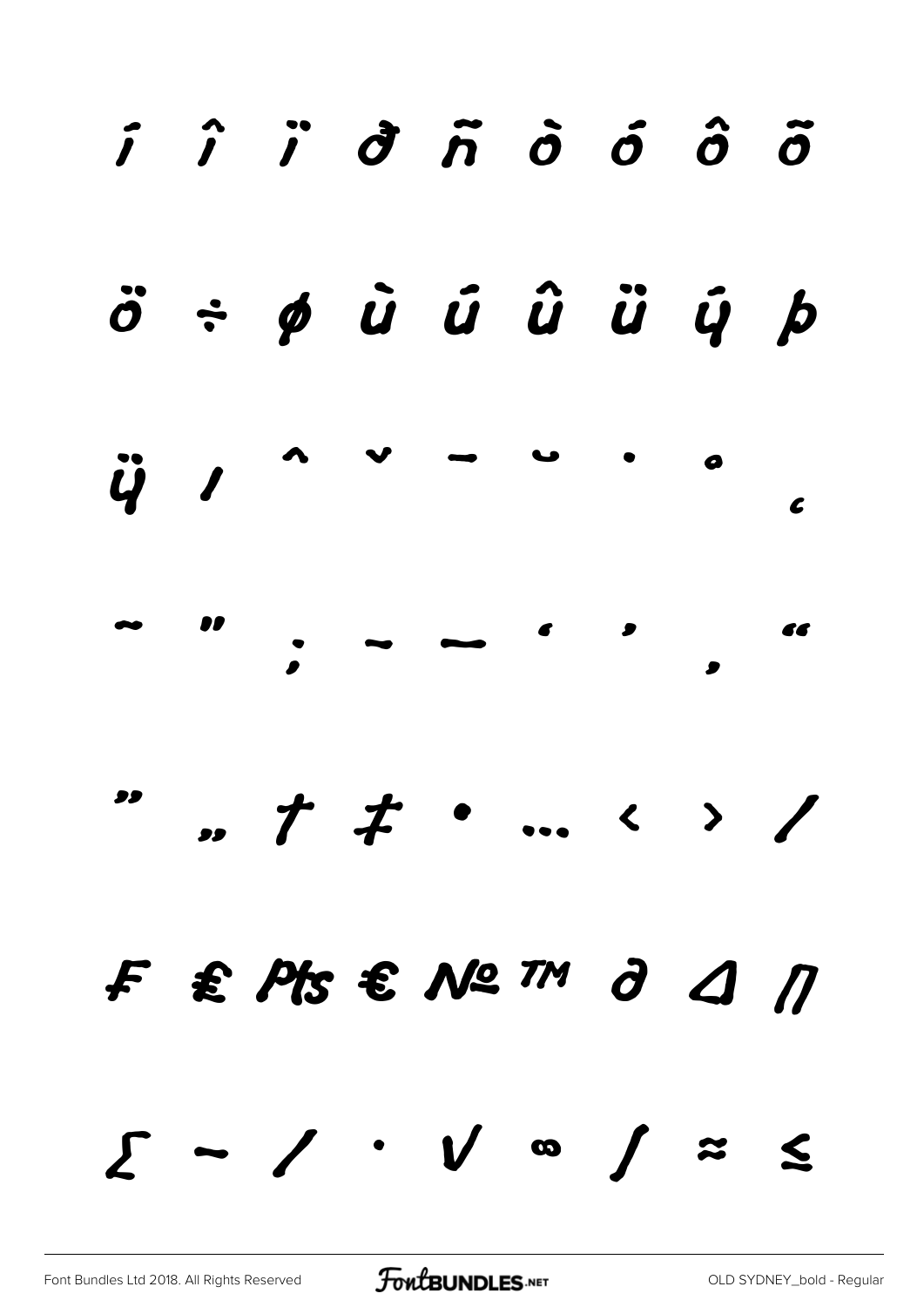í î ï ð ñ ò ó ô õ

ö ÷ ø ù ú û ü ý þ

ÿ ı ˆ ˇ ¯ ˘ ˙ ˚ ¸

˜ ˝ ; – — ‘ ’ ‚ “

” „ † ‡ • … ‹ › ⁄

₣ ₤ ₧ € № ™ ∂ ∆ ∏

∑ − ∕ ∙ √ ∞ ∫ ≈ ≤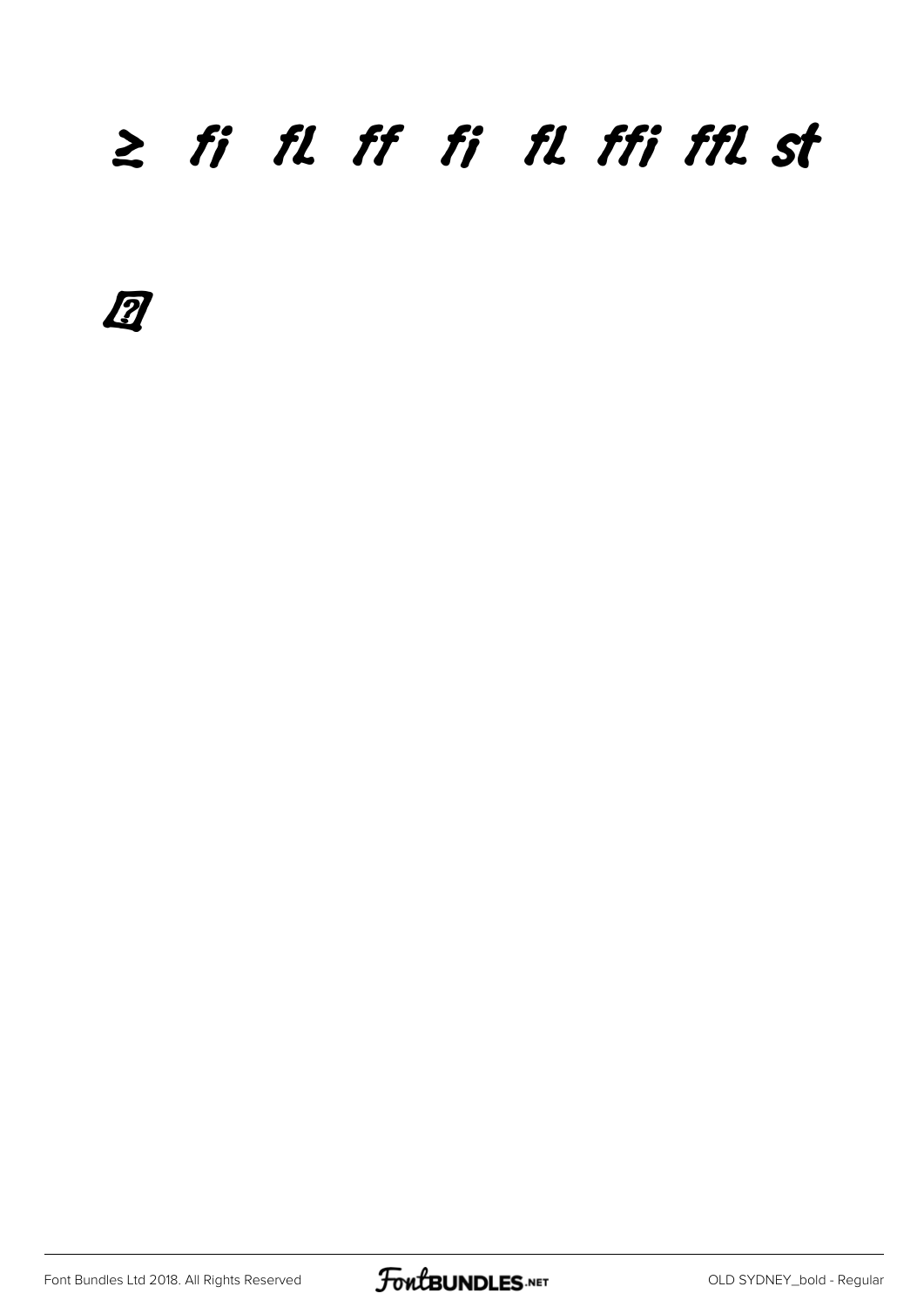≥ fi fl ff fi fl ffi ffl st

�